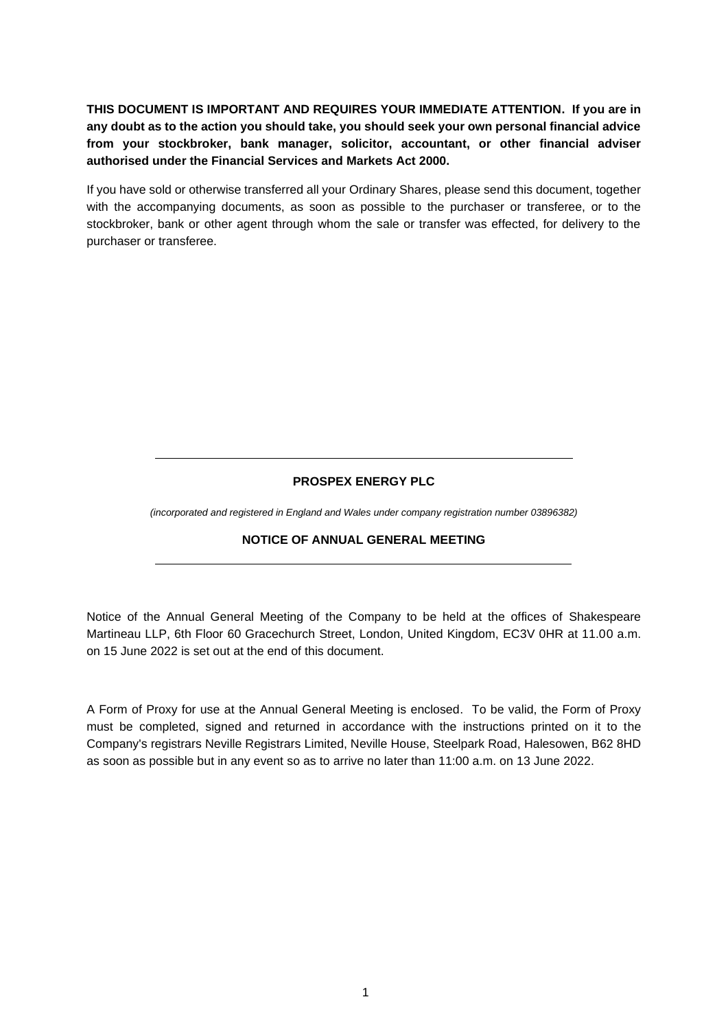**THIS DOCUMENT IS IMPORTANT AND REQUIRES YOUR IMMEDIATE ATTENTION. If you are in any doubt as to the action you should take, you should seek your own personal financial advice from your stockbroker, bank manager, solicitor, accountant, or other financial adviser authorised under the Financial Services and Markets Act 2000.**

If you have sold or otherwise transferred all your Ordinary Shares, please send this document, together with the accompanying documents, as soon as possible to the purchaser or transferee, or to the stockbroker, bank or other agent through whom the sale or transfer was effected, for delivery to the purchaser or transferee.

---

# PROSPEX ENERGY PLC

*(incorporated and registered in England and Wales under company registration number 03896382)*

## NOTICE OF ANNUAL GENERAL MEETING

---

Notice of the Annual General Meeting of the Company to be held at the offices of Shakespeare Martineau LLP, 6th Floor 60 Gracechurch Street, London, United Kingdom, EC3V 0HR at 11.00 a.m. on 15 June 2022 is set out at the end of this document.

A Form of Proxy for use at the Annual General Meeting is enclosed. To be valid, the Form of Proxy must be completed, signed and returned in accordance with the instructions printed on it to the Company's registrars Neville Registrars Limited, Neville House, Steelpark Road, Halesowen, B62 8HD as soon as possible but in any event so as to arrive no later than 11:00 a.m. on 13 June 2022.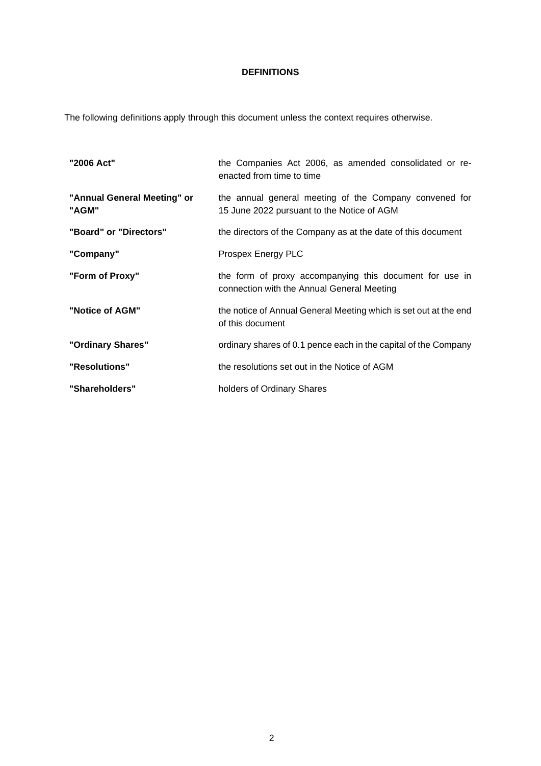## DEFINITIONS

The following definitions apply through this document unless the context requires otherwise.

| | |
|---|---|
| **"2006 Act"** | the Companies Act 2006, as amended consolidated or re-enacted from time to time |
| **"Annual General Meeting" or "AGM"** | the annual general meeting of the Company convened for 15 June 2022 pursuant to the Notice of AGM |
| **"Board" or "Directors"** | the directors of the Company as at the date of this document |
| **"Company"** | Prospex Energy PLC |
| **"Form of Proxy"** | the form of proxy accompanying this document for use in connection with the Annual General Meeting |
| **"Notice of AGM"** | the notice of Annual General Meeting which is set out at the end of this document |
| **"Ordinary Shares"** | ordinary shares of 0.1 pence each in the capital of the Company |
| **"Resolutions"** | the resolutions set out in the Notice of AGM |
| **"Shareholders"** | holders of Ordinary Shares |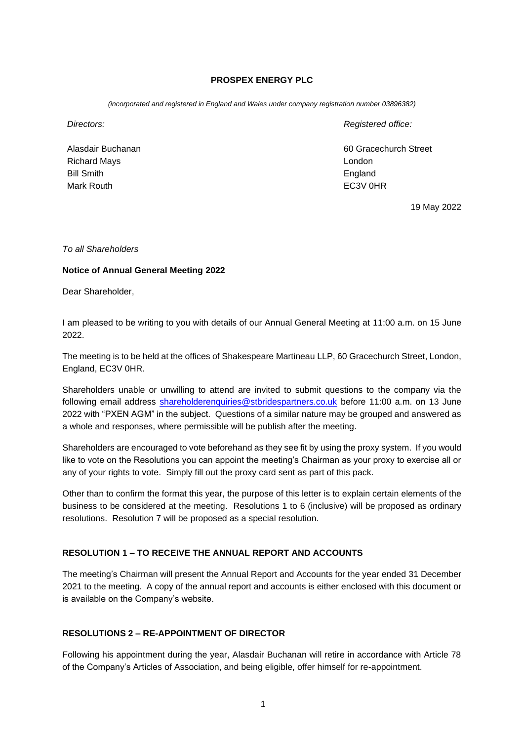**PROSPEX ENERGY PLC**

*(incorporated and registered in England and Wales under company registration number 03896382)*

*Directors:*

Alasdair Buchanan
Richard Mays
Bill Smith
Mark Routh

*Registered office:*

60 Gracechurch Street
London
England
EC3V 0HR

19 May 2022

*To all Shareholders*

**Notice of Annual General Meeting 2022**

Dear Shareholder,

I am pleased to be writing to you with details of our Annual General Meeting at 11:00 a.m. on 15 June 2022.

The meeting is to be held at the offices of Shakespeare Martineau LLP, 60 Gracechurch Street, London, England, EC3V 0HR.

Shareholders unable or unwilling to attend are invited to submit questions to the company via the following email address shareholderenquiries@stbridespartners.co.uk before 11:00 a.m. on 13 June 2022 with "PXEN AGM" in the subject. Questions of a similar nature may be grouped and answered as a whole and responses, where permissible will be publish after the meeting.

Shareholders are encouraged to vote beforehand as they see fit by using the proxy system. If you would like to vote on the Resolutions you can appoint the meeting's Chairman as your proxy to exercise all or any of your rights to vote. Simply fill out the proxy card sent as part of this pack.

Other than to confirm the format this year, the purpose of this letter is to explain certain elements of the business to be considered at the meeting. Resolutions 1 to 6 (inclusive) will be proposed as ordinary resolutions. Resolution 7 will be proposed as a special resolution.

**RESOLUTION 1 – TO RECEIVE THE ANNUAL REPORT AND ACCOUNTS**

The meeting's Chairman will present the Annual Report and Accounts for the year ended 31 December 2021 to the meeting. A copy of the annual report and accounts is either enclosed with this document or is available on the Company's website.

**RESOLUTIONS 2 – RE-APPOINTMENT OF DIRECTOR**

Following his appointment during the year, Alasdair Buchanan will retire in accordance with Article 78 of the Company's Articles of Association, and being eligible, offer himself for re-appointment.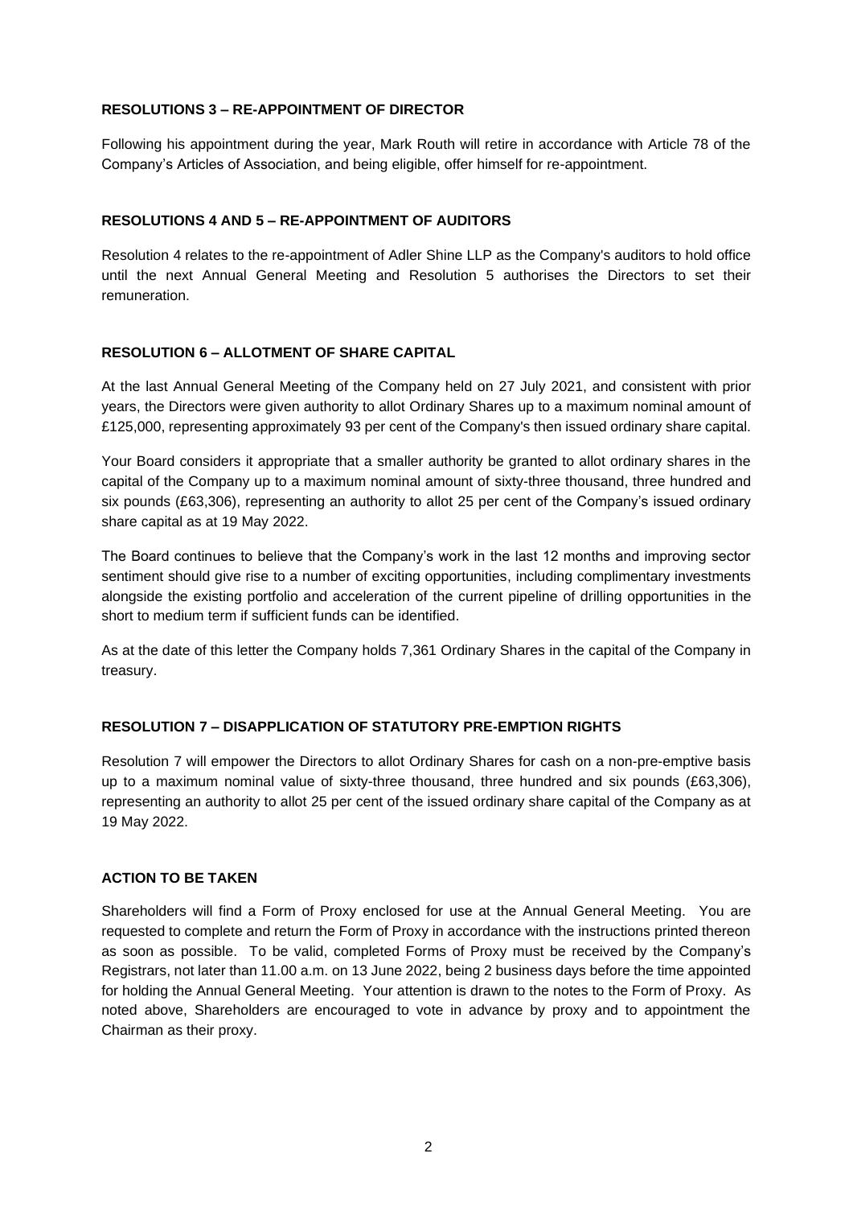## RESOLUTIONS 3 – RE-APPOINTMENT OF DIRECTOR

Following his appointment during the year, Mark Routh will retire in accordance with Article 78 of the Company's Articles of Association, and being eligible, offer himself for re-appointment.

## RESOLUTIONS 4 AND 5 – RE-APPOINTMENT OF AUDITORS

Resolution 4 relates to the re-appointment of Adler Shine LLP as the Company's auditors to hold office until the next Annual General Meeting and Resolution 5 authorises the Directors to set their remuneration.

## RESOLUTION 6 – ALLOTMENT OF SHARE CAPITAL

At the last Annual General Meeting of the Company held on 27 July 2021, and consistent with prior years, the Directors were given authority to allot Ordinary Shares up to a maximum nominal amount of £125,000, representing approximately 93 per cent of the Company's then issued ordinary share capital.

Your Board considers it appropriate that a smaller authority be granted to allot ordinary shares in the capital of the Company up to a maximum nominal amount of sixty-three thousand, three hundred and six pounds (£63,306), representing an authority to allot 25 per cent of the Company's issued ordinary share capital as at 19 May 2022.

The Board continues to believe that the Company's work in the last 12 months and improving sector sentiment should give rise to a number of exciting opportunities, including complimentary investments alongside the existing portfolio and acceleration of the current pipeline of drilling opportunities in the short to medium term if sufficient funds can be identified.

As at the date of this letter the Company holds 7,361 Ordinary Shares in the capital of the Company in treasury.

## RESOLUTION 7 – DISAPPLICATION OF STATUTORY PRE-EMPTION RIGHTS

Resolution 7 will empower the Directors to allot Ordinary Shares for cash on a non-pre-emptive basis up to a maximum nominal value of sixty-three thousand, three hundred and six pounds (£63,306), representing an authority to allot 25 per cent of the issued ordinary share capital of the Company as at 19 May 2022.

## ACTION TO BE TAKEN

Shareholders will find a Form of Proxy enclosed for use at the Annual General Meeting. You are requested to complete and return the Form of Proxy in accordance with the instructions printed thereon as soon as possible. To be valid, completed Forms of Proxy must be received by the Company's Registrars, not later than 11.00 a.m. on 13 June 2022, being 2 business days before the time appointed for holding the Annual General Meeting. Your attention is drawn to the notes to the Form of Proxy. As noted above, Shareholders are encouraged to vote in advance by proxy and to appointment the Chairman as their proxy.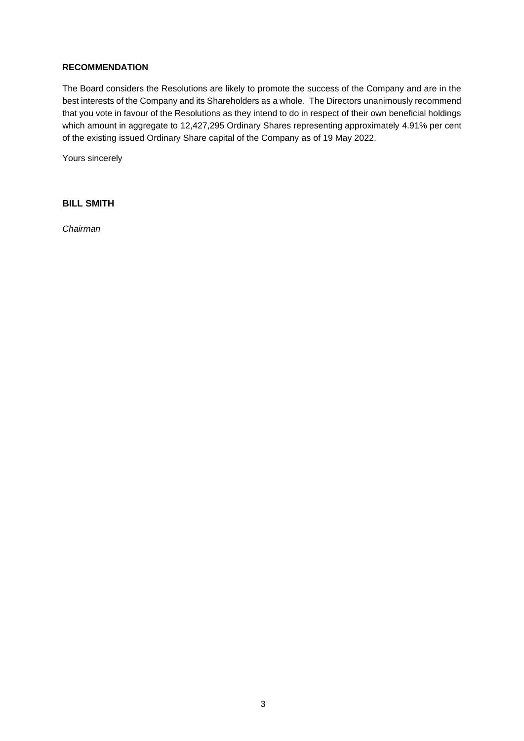**RECOMMENDATION**

The Board considers the Resolutions are likely to promote the success of the Company and are in the best interests of the Company and its Shareholders as a whole. The Directors unanimously recommend that you vote in favour of the Resolutions as they intend to do in respect of their own beneficial holdings which amount in aggregate to 12,427,295 Ordinary Shares representing approximately 4.91% per cent of the existing issued Ordinary Share capital of the Company as of 19 May 2022.

Yours sincerely

**BILL SMITH**

*Chairman*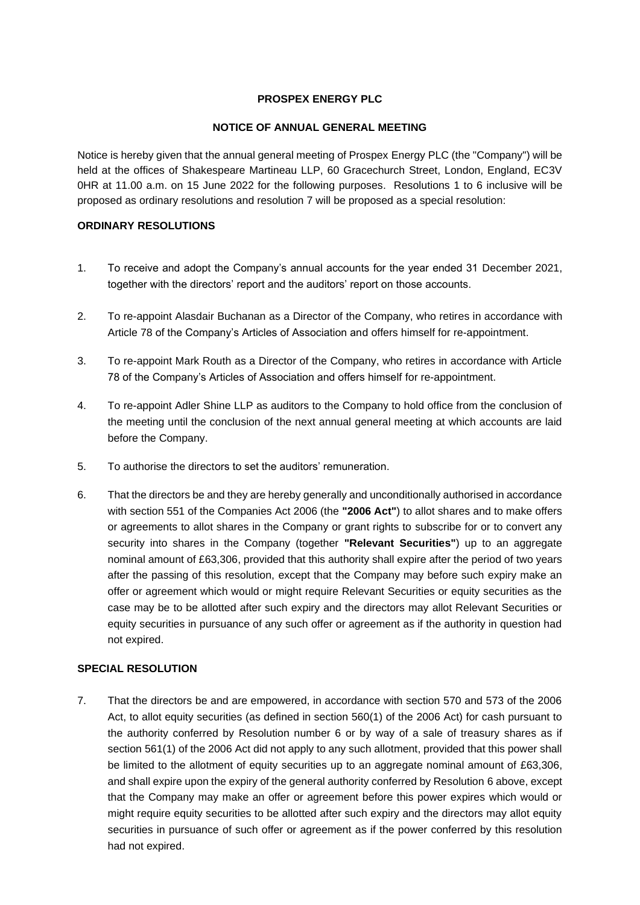**PROSPEX ENERGY PLC**

**NOTICE OF ANNUAL GENERAL MEETING**

Notice is hereby given that the annual general meeting of Prospex Energy PLC (the "Company") will be held at the offices of Shakespeare Martineau LLP, 60 Gracechurch Street, London, England, EC3V 0HR at 11.00 a.m. on 15 June 2022 for the following purposes. Resolutions 1 to 6 inclusive will be proposed as ordinary resolutions and resolution 7 will be proposed as a special resolution:

**ORDINARY RESOLUTIONS**

1. To receive and adopt the Company's annual accounts for the year ended 31 December 2021, together with the directors' report and the auditors' report on those accounts.

2. To re-appoint Alasdair Buchanan as a Director of the Company, who retires in accordance with Article 78 of the Company's Articles of Association and offers himself for re-appointment.

3. To re-appoint Mark Routh as a Director of the Company, who retires in accordance with Article 78 of the Company's Articles of Association and offers himself for re-appointment.

4. To re-appoint Adler Shine LLP as auditors to the Company to hold office from the conclusion of the meeting until the conclusion of the next annual general meeting at which accounts are laid before the Company.

5. To authorise the directors to set the auditors' remuneration.

6. That the directors be and they are hereby generally and unconditionally authorised in accordance with section 551 of the Companies Act 2006 (the **"2006 Act"**) to allot shares and to make offers or agreements to allot shares in the Company or grant rights to subscribe for or to convert any security into shares in the Company (together **"Relevant Securities"**) up to an aggregate nominal amount of £63,306, provided that this authority shall expire after the period of two years after the passing of this resolution, except that the Company may before such expiry make an offer or agreement which would or might require Relevant Securities or equity securities as the case may be to be allotted after such expiry and the directors may allot Relevant Securities or equity securities in pursuance of any such offer or agreement as if the authority in question had not expired.

**SPECIAL RESOLUTION**

7. That the directors be and are empowered, in accordance with section 570 and 573 of the 2006 Act, to allot equity securities (as defined in section 560(1) of the 2006 Act) for cash pursuant to the authority conferred by Resolution number 6 or by way of a sale of treasury shares as if section 561(1) of the 2006 Act did not apply to any such allotment, provided that this power shall be limited to the allotment of equity securities up to an aggregate nominal amount of £63,306, and shall expire upon the expiry of the general authority conferred by Resolution 6 above, except that the Company may make an offer or agreement before this power expires which would or might require equity securities to be allotted after such expiry and the directors may allot equity securities in pursuance of such offer or agreement as if the power conferred by this resolution had not expired.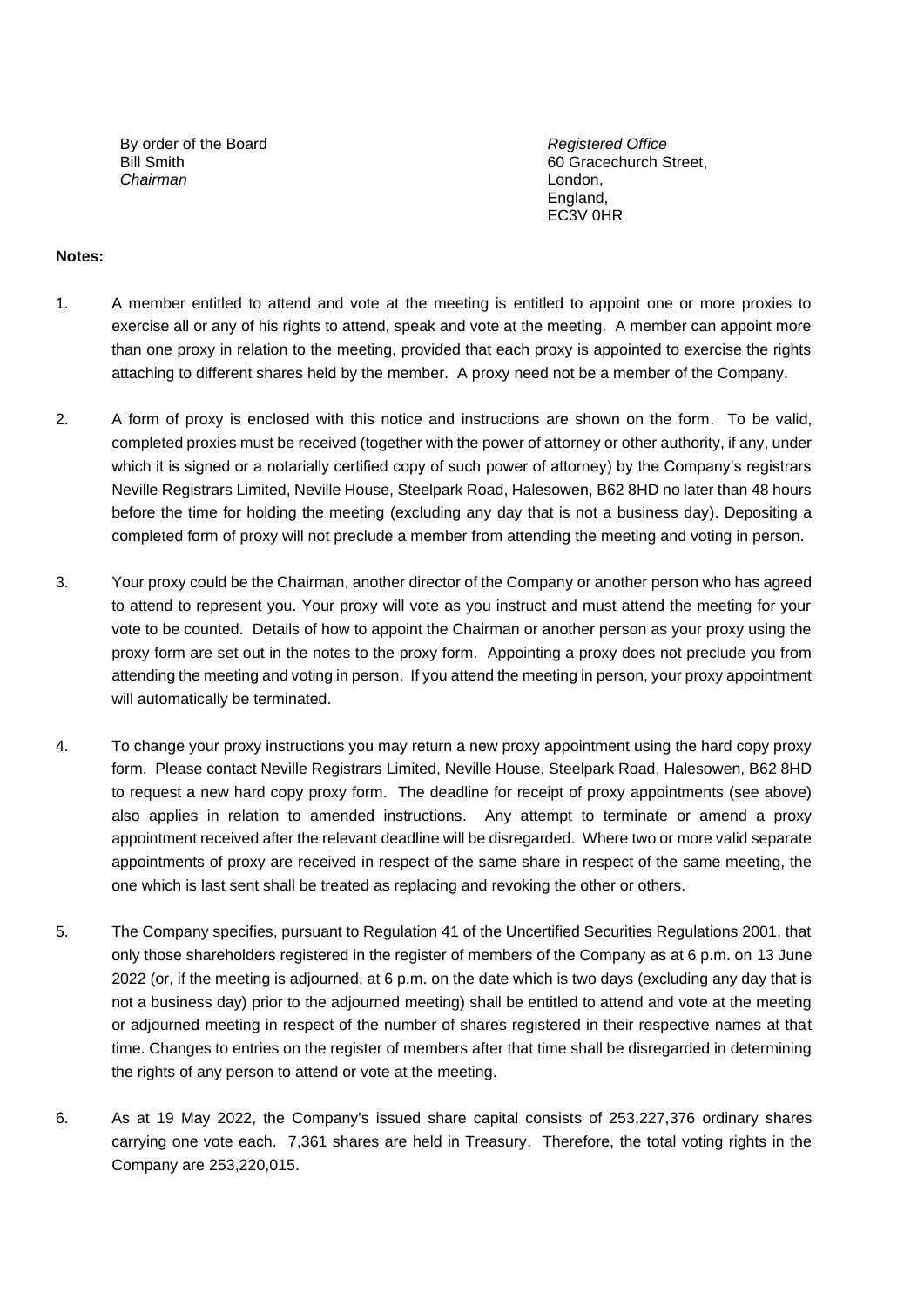By order of the Board
Bill Smith
*Chairman*

*Registered Office*
60 Gracechurch Street,
London,
England,
EC3V 0HR

**Notes:**

1. A member entitled to attend and vote at the meeting is entitled to appoint one or more proxies to exercise all or any of his rights to attend, speak and vote at the meeting. A member can appoint more than one proxy in relation to the meeting, provided that each proxy is appointed to exercise the rights attaching to different shares held by the member. A proxy need not be a member of the Company.

2. A form of proxy is enclosed with this notice and instructions are shown on the form. To be valid, completed proxies must be received (together with the power of attorney or other authority, if any, under which it is signed or a notarially certified copy of such power of attorney) by the Company's registrars Neville Registrars Limited, Neville House, Steelpark Road, Halesowen, B62 8HD no later than 48 hours before the time for holding the meeting (excluding any day that is not a business day). Depositing a completed form of proxy will not preclude a member from attending the meeting and voting in person.

3. Your proxy could be the Chairman, another director of the Company or another person who has agreed to attend to represent you. Your proxy will vote as you instruct and must attend the meeting for your vote to be counted. Details of how to appoint the Chairman or another person as your proxy using the proxy form are set out in the notes to the proxy form. Appointing a proxy does not preclude you from attending the meeting and voting in person. If you attend the meeting in person, your proxy appointment will automatically be terminated.

4. To change your proxy instructions you may return a new proxy appointment using the hard copy proxy form. Please contact Neville Registrars Limited, Neville House, Steelpark Road, Halesowen, B62 8HD to request a new hard copy proxy form. The deadline for receipt of proxy appointments (see above) also applies in relation to amended instructions. Any attempt to terminate or amend a proxy appointment received after the relevant deadline will be disregarded. Where two or more valid separate appointments of proxy are received in respect of the same share in respect of the same meeting, the one which is last sent shall be treated as replacing and revoking the other or others.

5. The Company specifies, pursuant to Regulation 41 of the Uncertified Securities Regulations 2001, that only those shareholders registered in the register of members of the Company as at 6 p.m. on 13 June 2022 (or, if the meeting is adjourned, at 6 p.m. on the date which is two days (excluding any day that is not a business day) prior to the adjourned meeting) shall be entitled to attend and vote at the meeting or adjourned meeting in respect of the number of shares registered in their respective names at that time. Changes to entries on the register of members after that time shall be disregarded in determining the rights of any person to attend or vote at the meeting.

6. As at 19 May 2022, the Company's issued share capital consists of 253,227,376 ordinary shares carrying one vote each. 7,361 shares are held in Treasury. Therefore, the total voting rights in the Company are 253,220,015.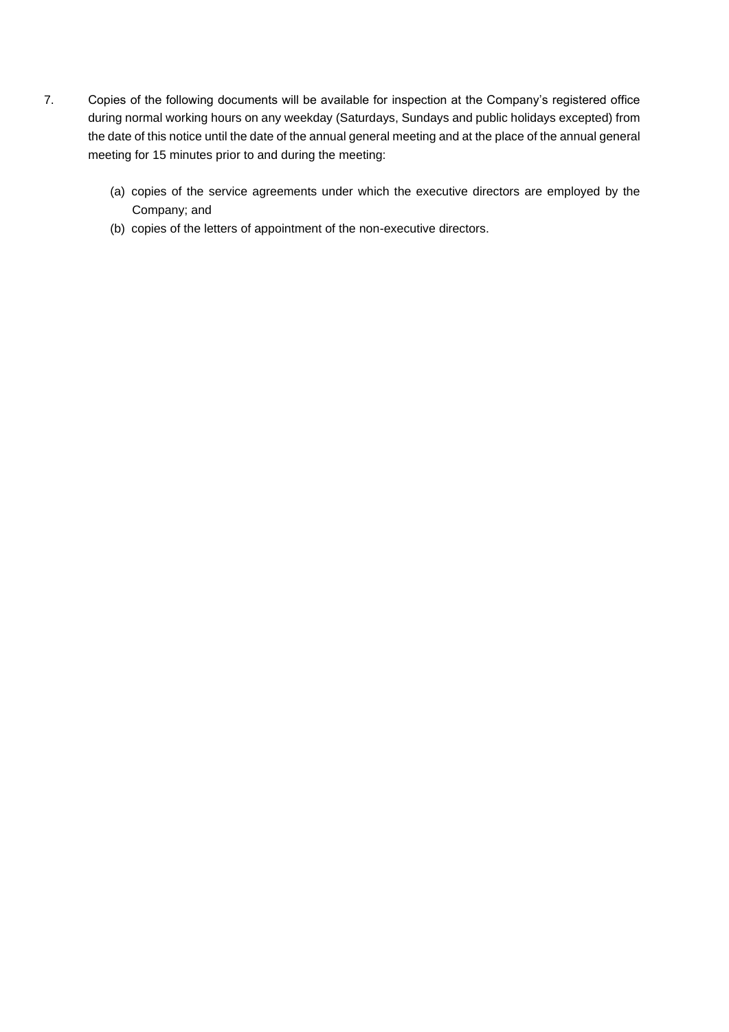7. Copies of the following documents will be available for inspection at the Company's registered office during normal working hours on any weekday (Saturdays, Sundays and public holidays excepted) from the date of this notice until the date of the annual general meeting and at the place of the annual general meeting for 15 minutes prior to and during the meeting:

   (a) copies of the service agreements under which the executive directors are employed by the Company; and

   (b) copies of the letters of appointment of the non-executive directors.